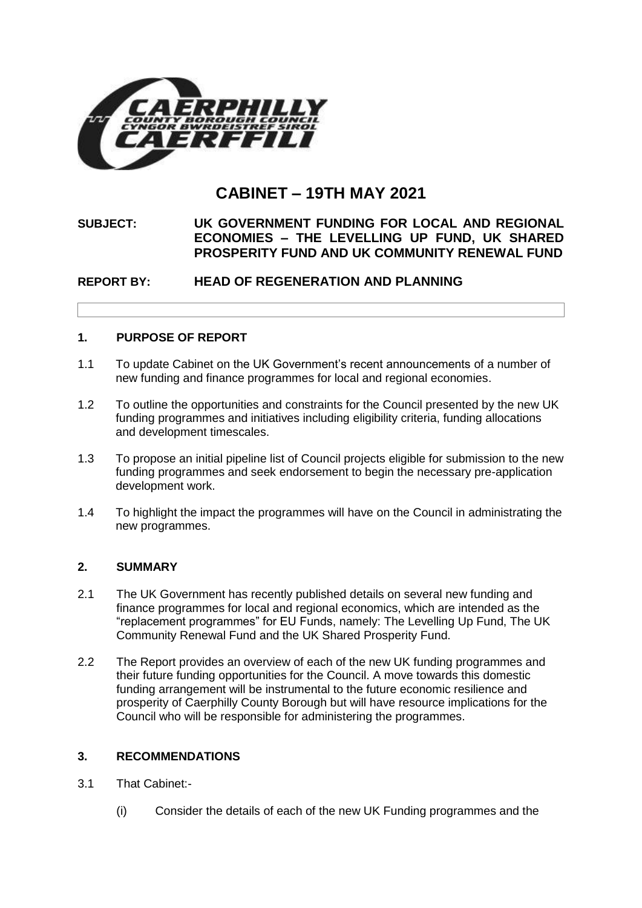# CABINET – 19TH MAY 2021

**SUBJECT: UK GOVERNMENT FUNDING FOR LOCAL AND REGIONAL ECONOMIES – THE LEVELLING UP FUND, UK SHARED PROSPERITY FUND AND UK COMMUNITY RENEWAL FUND**

**REPORT BY: HEAD OF REGENERATION AND PLANNING**

## 1. PURPOSE OF REPORT

1.1 To update Cabinet on the UK Government's recent announcements of a number of new funding and finance programmes for local and regional economies.

1.2 To outline the opportunities and constraints for the Council presented by the new UK funding programmes and initiatives including eligibility criteria, funding allocations and development timescales.

1.3 To propose an initial pipeline list of Council projects eligible for submission to the new funding programmes and seek endorsement to begin the necessary pre-application development work.

1.4 To highlight the impact the programmes will have on the Council in administrating the new programmes.

## 2. SUMMARY

2.1 The UK Government has recently published details on several new funding and finance programmes for local and regional economics, which are intended as the "replacement programmes" for EU Funds, namely: The Levelling Up Fund, The UK Community Renewal Fund and the UK Shared Prosperity Fund.

2.2 The Report provides an overview of each of the new UK funding programmes and their future funding opportunities for the Council. A move towards this domestic funding arrangement will be instrumental to the future economic resilience and prosperity of Caerphilly County Borough but will have resource implications for the Council who will be responsible for administering the programmes.

## 3. RECOMMENDATIONS

3.1 That Cabinet:-

(i) Consider the details of each of the new UK Funding programmes and the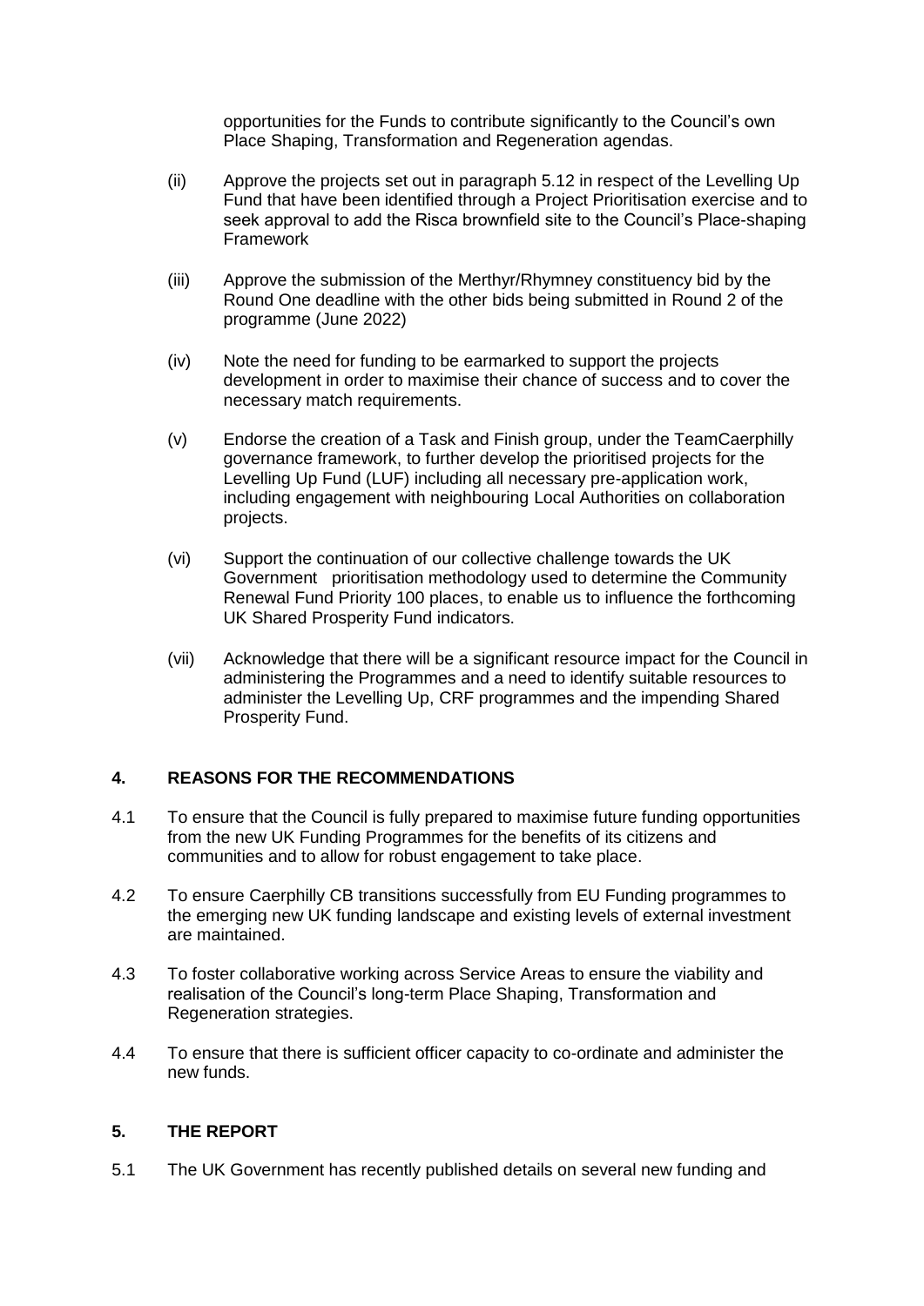opportunities for the Funds to contribute significantly to the Council's own Place Shaping, Transformation and Regeneration agendas.

(ii) Approve the projects set out in paragraph 5.12 in respect of the Levelling Up Fund that have been identified through a Project Prioritisation exercise and to seek approval to add the Risca brownfield site to the Council's Place-shaping Framework

(iii) Approve the submission of the Merthyr/Rhymney constituency bid by the Round One deadline with the other bids being submitted in Round 2 of the programme (June 2022)

(iv) Note the need for funding to be earmarked to support the projects development in order to maximise their chance of success and to cover the necessary match requirements.

(v) Endorse the creation of a Task and Finish group, under the TeamCaerphilly governance framework, to further develop the prioritised projects for the Levelling Up Fund (LUF) including all necessary pre-application work, including engagement with neighbouring Local Authorities on collaboration projects.

(vi) Support the continuation of our collective challenge towards the UK Government prioritisation methodology used to determine the Community Renewal Fund Priority 100 places, to enable us to influence the forthcoming UK Shared Prosperity Fund indicators.

(vii) Acknowledge that there will be a significant resource impact for the Council in administering the Programmes and a need to identify suitable resources to administer the Levelling Up, CRF programmes and the impending Shared Prosperity Fund.

## 4. REASONS FOR THE RECOMMENDATIONS

4.1 To ensure that the Council is fully prepared to maximise future funding opportunities from the new UK Funding Programmes for the benefits of its citizens and communities and to allow for robust engagement to take place.

4.2 To ensure Caerphilly CB transitions successfully from EU Funding programmes to the emerging new UK funding landscape and existing levels of external investment are maintained.

4.3 To foster collaborative working across Service Areas to ensure the viability and realisation of the Council's long-term Place Shaping, Transformation and Regeneration strategies.

4.4 To ensure that there is sufficient officer capacity to co-ordinate and administer the new funds.

## 5. THE REPORT

5.1 The UK Government has recently published details on several new funding and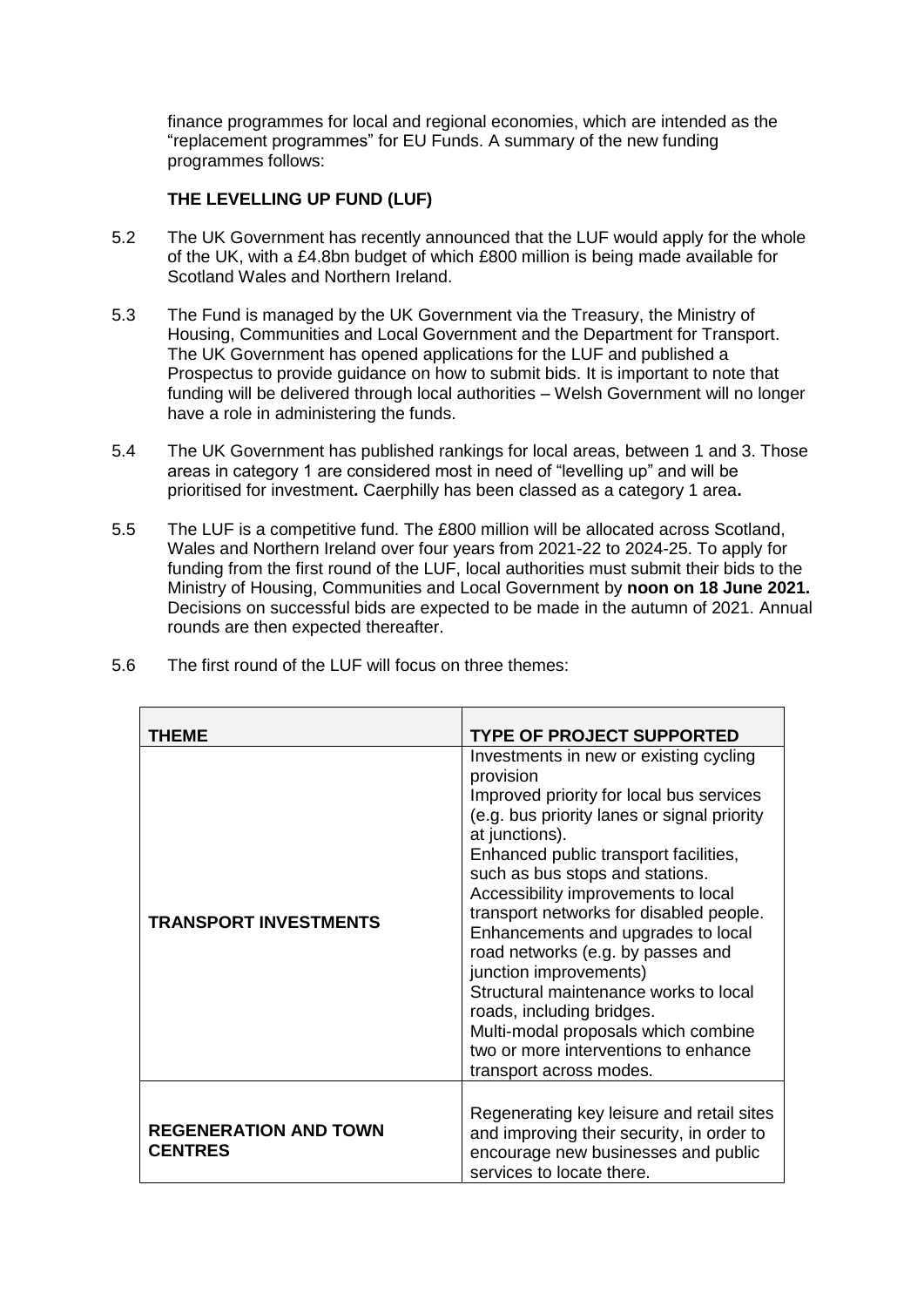finance programmes for local and regional economies, which are intended as the "replacement programmes" for EU Funds. A summary of the new funding programmes follows:

**THE LEVELLING UP FUND (LUF)**

5.2 The UK Government has recently announced that the LUF would apply for the whole of the UK, with a £4.8bn budget of which £800 million is being made available for Scotland Wales and Northern Ireland.

5.3 The Fund is managed by the UK Government via the Treasury, the Ministry of Housing, Communities and Local Government and the Department for Transport. The UK Government has opened applications for the LUF and published a Prospectus to provide guidance on how to submit bids. It is important to note that funding will be delivered through local authorities – Welsh Government will no longer have a role in administering the funds.

5.4 The UK Government has published rankings for local areas, between 1 and 3. Those areas in category 1 are considered most in need of "levelling up" and will be prioritised for investment**.** Caerphilly has been classed as a category 1 area**.**

5.5 The LUF is a competitive fund. The £800 million will be allocated across Scotland, Wales and Northern Ireland over four years from 2021-22 to 2024-25. To apply for funding from the first round of the LUF, local authorities must submit their bids to the Ministry of Housing, Communities and Local Government by **noon on 18 June 2021.** Decisions on successful bids are expected to be made in the autumn of 2021. Annual rounds are then expected thereafter.

5.6 The first round of the LUF will focus on three themes:

| THEME | TYPE OF PROJECT SUPPORTED |
|---|---|
| **TRANSPORT INVESTMENTS** | Investments in new or existing cycling provision<br>Improved priority for local bus services (e.g. bus priority lanes or signal priority at junctions).<br>Enhanced public transport facilities, such as bus stops and stations.<br>Accessibility improvements to local transport networks for disabled people.<br>Enhancements and upgrades to local road networks (e.g. by passes and junction improvements)<br>Structural maintenance works to local roads, including bridges.<br>Multi-modal proposals which combine two or more interventions to enhance transport across modes. |
| **REGENERATION AND TOWN CENTRES** | Regenerating key leisure and retail sites and improving their security, in order to encourage new businesses and public services to locate there. |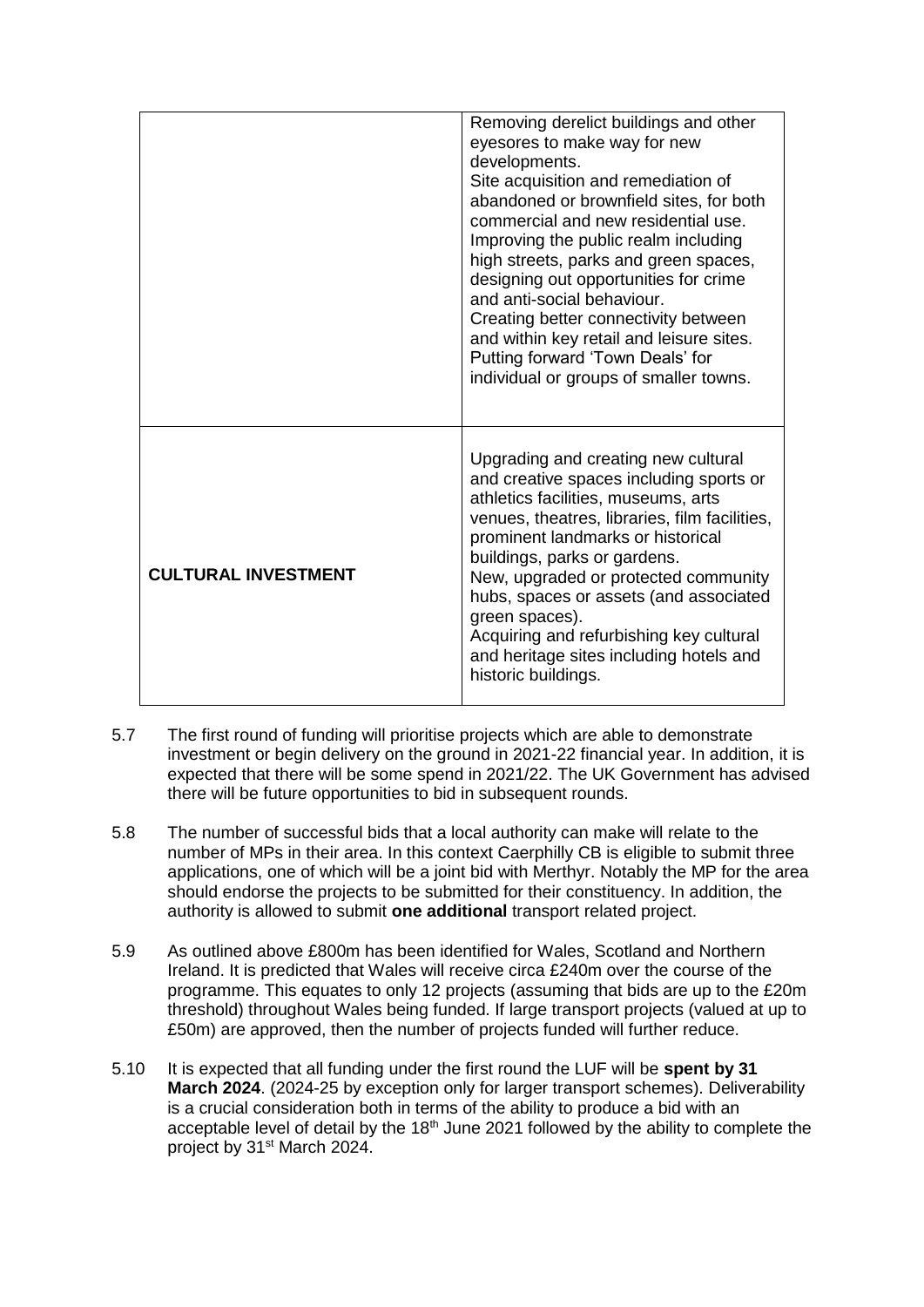| | |
|---|---|
| | Removing derelict buildings and other eyesores to make way for new developments.<br>Site acquisition and remediation of abandoned or brownfield sites, for both commercial and new residential use.<br>Improving the public realm including high streets, parks and green spaces, designing out opportunities for crime and anti-social behaviour.<br>Creating better connectivity between and within key retail and leisure sites.<br>Putting forward 'Town Deals' for individual or groups of smaller towns. |
| **CULTURAL INVESTMENT** | Upgrading and creating new cultural and creative spaces including sports or athletics facilities, museums, arts venues, theatres, libraries, film facilities, prominent landmarks or historical buildings, parks or gardens.<br>New, upgraded or protected community hubs, spaces or assets (and associated green spaces).<br>Acquiring and refurbishing key cultural and heritage sites including hotels and historic buildings. |

5.7 The first round of funding will prioritise projects which are able to demonstrate investment or begin delivery on the ground in 2021-22 financial year. In addition, it is expected that there will be some spend in 2021/22. The UK Government has advised there will be future opportunities to bid in subsequent rounds.

5.8 The number of successful bids that a local authority can make will relate to the number of MPs in their area. In this context Caerphilly CB is eligible to submit three applications, one of which will be a joint bid with Merthyr. Notably the MP for the area should endorse the projects to be submitted for their constituency. In addition, the authority is allowed to submit **one additional** transport related project.

5.9 As outlined above £800m has been identified for Wales, Scotland and Northern Ireland. It is predicted that Wales will receive circa £240m over the course of the programme. This equates to only 12 projects (assuming that bids are up to the £20m threshold) throughout Wales being funded. If large transport projects (valued at up to £50m) are approved, then the number of projects funded will further reduce.

5.10 It is expected that all funding under the first round the LUF will be **spent by 31 March 2024**. (2024-25 by exception only for larger transport schemes). Deliverability is a crucial consideration both in terms of the ability to produce a bid with an acceptable level of detail by the 18th June 2021 followed by the ability to complete the project by 31st March 2024.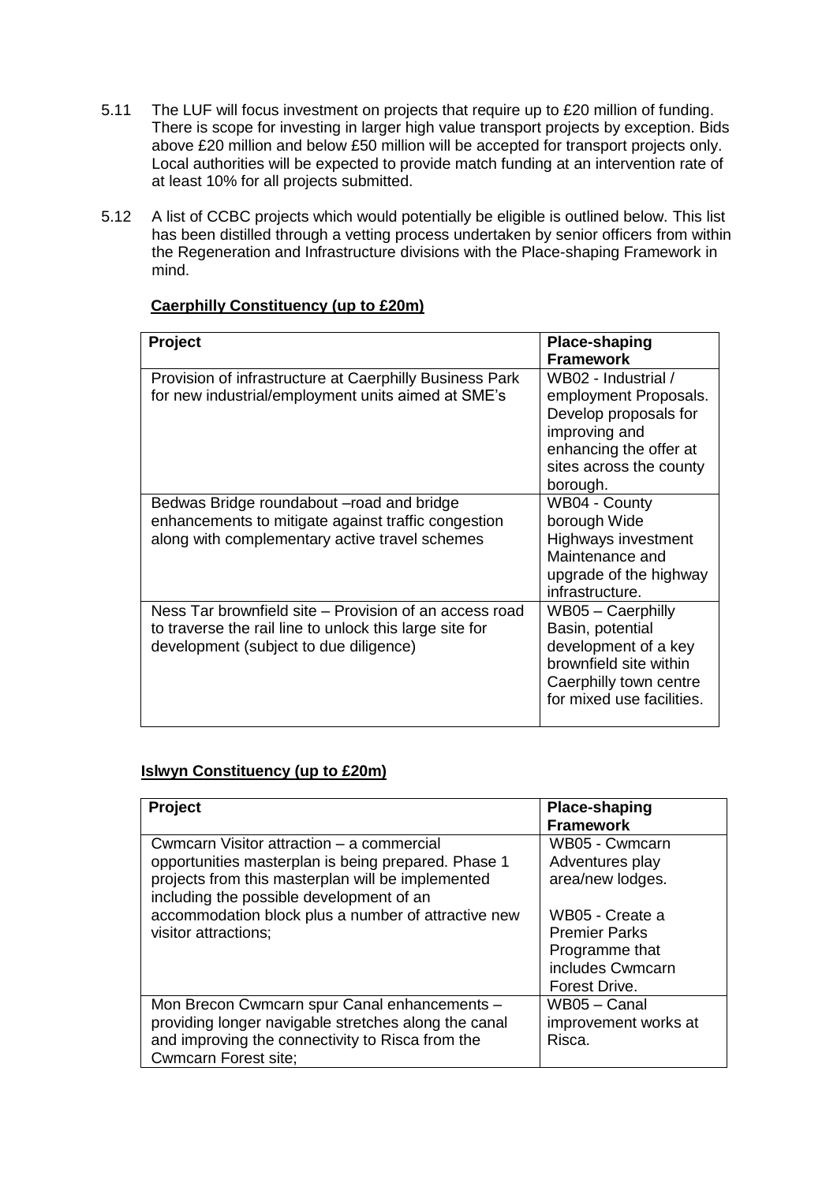5.11 The LUF will focus investment on projects that require up to £20 million of funding. There is scope for investing in larger high value transport projects by exception. Bids above £20 million and below £50 million will be accepted for transport projects only. Local authorities will be expected to provide match funding at an intervention rate of at least 10% for all projects submitted.

5.12 A list of CCBC projects which would potentially be eligible is outlined below. This list has been distilled through a vetting process undertaken by senior officers from within the Regeneration and Infrastructure divisions with the Place-shaping Framework in mind.

**Caerphilly Constituency (up to £20m)**

| **Project** | **Place-shaping Framework** |
|---|---|
| Provision of infrastructure at Caerphilly Business Park for new industrial/employment units aimed at SME's | WB02 - Industrial / employment Proposals. Develop proposals for improving and enhancing the offer at sites across the county borough. |
| Bedwas Bridge roundabout –road and bridge enhancements to mitigate against traffic congestion along with complementary active travel schemes | WB04 - County borough Wide Highways investment Maintenance and upgrade of the highway infrastructure. |
| Ness Tar brownfield site – Provision of an access road to traverse the rail line to unlock this large site for development (subject to due diligence) | WB05 – Caerphilly Basin, potential development of a key brownfield site within Caerphilly town centre for mixed use facilities. |

**Islwyn Constituency (up to £20m)**

| **Project** | **Place-shaping Framework** |
|---|---|
| Cwmcarn Visitor attraction – a commercial opportunities masterplan is being prepared. Phase 1 projects from this masterplan will be implemented including the possible development of an accommodation block plus a number of attractive new visitor attractions; | WB05 - Cwmcarn Adventures play area/new lodges.<br><br>WB05 - Create a Premier Parks Programme that includes Cwmcarn Forest Drive. |
| Mon Brecon Cwmcarn spur Canal enhancements – providing longer navigable stretches along the canal and improving the connectivity to Risca from the Cwmcarn Forest site; | WB05 – Canal improvement works at Risca. |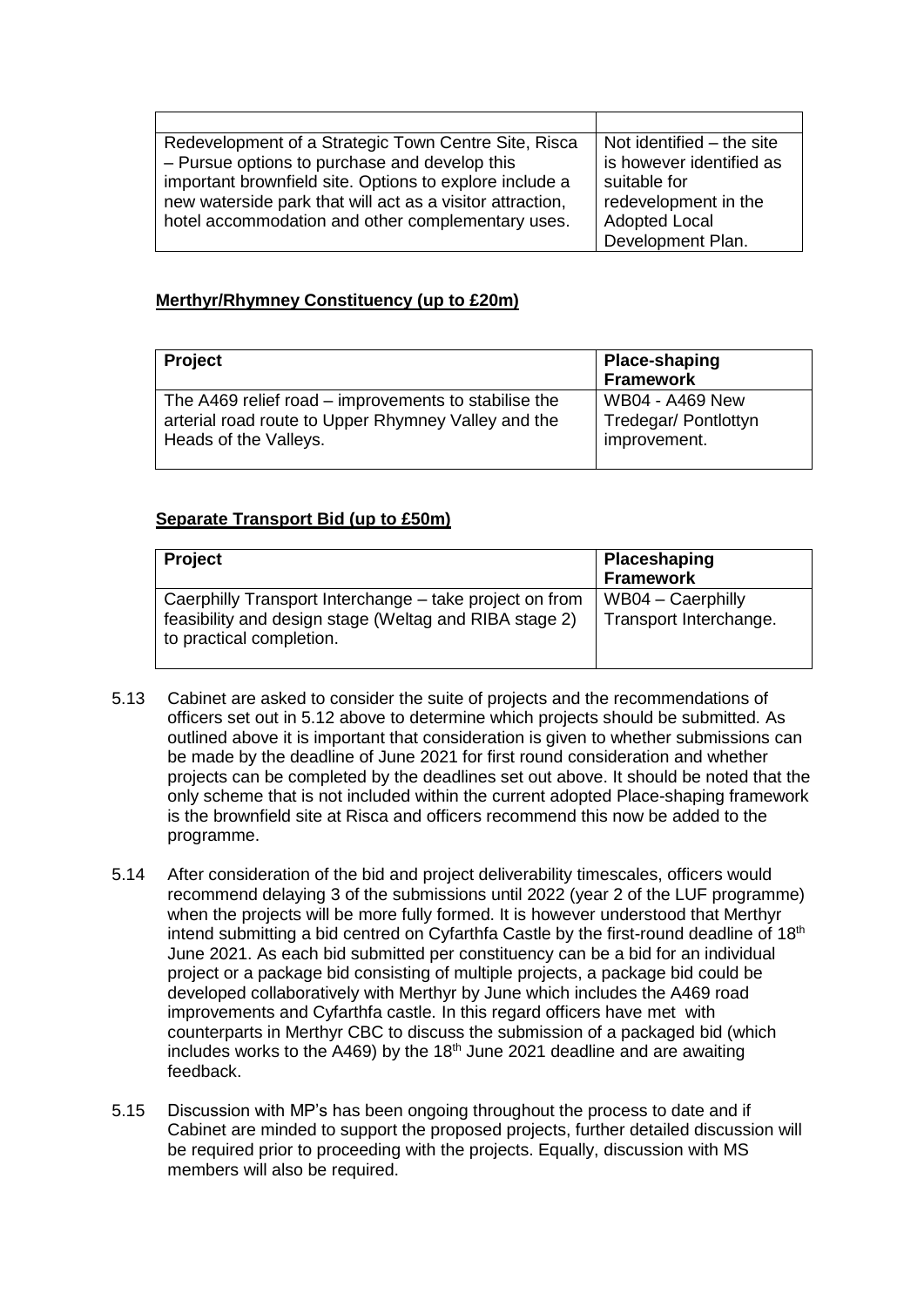| | |
|---|---|
| Redevelopment of a Strategic Town Centre Site, Risca – Pursue options to purchase and develop this important brownfield site. Options to explore include a new waterside park that will act as a visitor attraction, hotel accommodation and other complementary uses. | Not identified – the site is however identified as suitable for redevelopment in the Adopted Local Development Plan. |

**Merthyr/Rhymney Constituency (up to £20m)**

| Project | Place-shaping Framework |
|---|---|
| The A469 relief road – improvements to stabilise the arterial road route to Upper Rhymney Valley and the Heads of the Valleys. | WB04 - A469 New Tredegar/ Pontlottyn improvement. |

**Separate Transport Bid (up to £50m)**

| Project | Placeshaping Framework |
|---|---|
| Caerphilly Transport Interchange – take project on from feasibility and design stage (Weltag and RIBA stage 2) to practical completion. | WB04 – Caerphilly Transport Interchange. |

5.13 Cabinet are asked to consider the suite of projects and the recommendations of officers set out in 5.12 above to determine which projects should be submitted. As outlined above it is important that consideration is given to whether submissions can be made by the deadline of June 2021 for first round consideration and whether projects can be completed by the deadlines set out above. It should be noted that the only scheme that is not included within the current adopted Place-shaping framework is the brownfield site at Risca and officers recommend this now be added to the programme.

5.14 After consideration of the bid and project deliverability timescales, officers would recommend delaying 3 of the submissions until 2022 (year 2 of the LUF programme) when the projects will be more fully formed. It is however understood that Merthyr intend submitting a bid centred on Cyfarthfa Castle by the first-round deadline of 18th June 2021. As each bid submitted per constituency can be a bid for an individual project or a package bid consisting of multiple projects, a package bid could be developed collaboratively with Merthyr by June which includes the A469 road improvements and Cyfarthfa castle. In this regard officers have met with counterparts in Merthyr CBC to discuss the submission of a packaged bid (which includes works to the A469) by the 18th June 2021 deadline and are awaiting feedback.

5.15 Discussion with MP's has been ongoing throughout the process to date and if Cabinet are minded to support the proposed projects, further detailed discussion will be required prior to proceeding with the projects. Equally, discussion with MS members will also be required.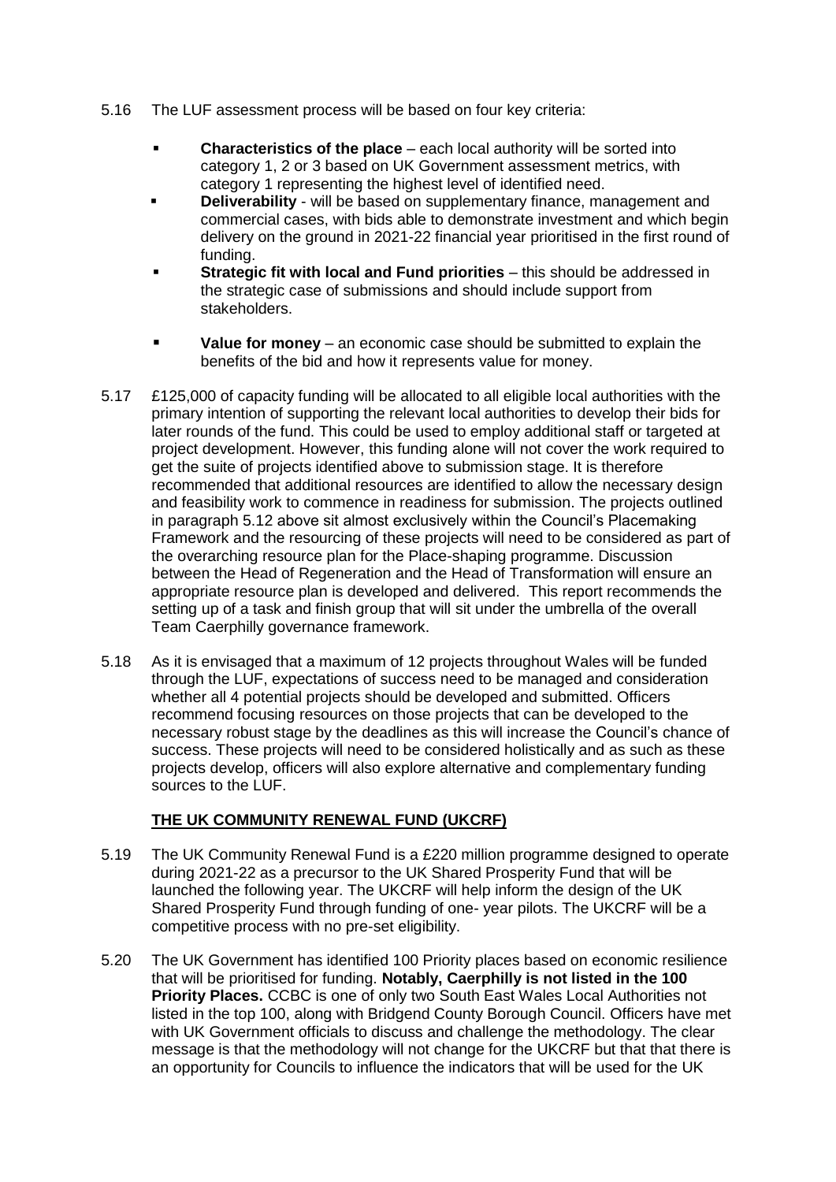5.16 The LUF assessment process will be based on four key criteria:

- **Characteristics of the place** – each local authority will be sorted into category 1, 2 or 3 based on UK Government assessment metrics, with category 1 representing the highest level of identified need.
- **Deliverability** - will be based on supplementary finance, management and commercial cases, with bids able to demonstrate investment and which begin delivery on the ground in 2021-22 financial year prioritised in the first round of funding.
- **Strategic fit with local and Fund priorities** – this should be addressed in the strategic case of submissions and should include support from stakeholders.
- **Value for money** – an economic case should be submitted to explain the benefits of the bid and how it represents value for money.

5.17 £125,000 of capacity funding will be allocated to all eligible local authorities with the primary intention of supporting the relevant local authorities to develop their bids for later rounds of the fund. This could be used to employ additional staff or targeted at project development. However, this funding alone will not cover the work required to get the suite of projects identified above to submission stage. It is therefore recommended that additional resources are identified to allow the necessary design and feasibility work to commence in readiness for submission. The projects outlined in paragraph 5.12 above sit almost exclusively within the Council's Placemaking Framework and the resourcing of these projects will need to be considered as part of the overarching resource plan for the Place-shaping programme. Discussion between the Head of Regeneration and the Head of Transformation will ensure an appropriate resource plan is developed and delivered. This report recommends the setting up of a task and finish group that will sit under the umbrella of the overall Team Caerphilly governance framework.

5.18 As it is envisaged that a maximum of 12 projects throughout Wales will be funded through the LUF, expectations of success need to be managed and consideration whether all 4 potential projects should be developed and submitted. Officers recommend focusing resources on those projects that can be developed to the necessary robust stage by the deadlines as this will increase the Council's chance of success. These projects will need to be considered holistically and as such as these projects develop, officers will also explore alternative and complementary funding sources to the LUF.

## THE UK COMMUNITY RENEWAL FUND (UKCRF)

5.19 The UK Community Renewal Fund is a £220 million programme designed to operate during 2021-22 as a precursor to the UK Shared Prosperity Fund that will be launched the following year. The UKCRF will help inform the design of the UK Shared Prosperity Fund through funding of one- year pilots. The UKCRF will be a competitive process with no pre-set eligibility.

5.20 The UK Government has identified 100 Priority places based on economic resilience that will be prioritised for funding. **Notably, Caerphilly is not listed in the 100 Priority Places.** CCBC is one of only two South East Wales Local Authorities not listed in the top 100, along with Bridgend County Borough Council. Officers have met with UK Government officials to discuss and challenge the methodology. The clear message is that the methodology will not change for the UKCRF but that that there is an opportunity for Councils to influence the indicators that will be used for the UK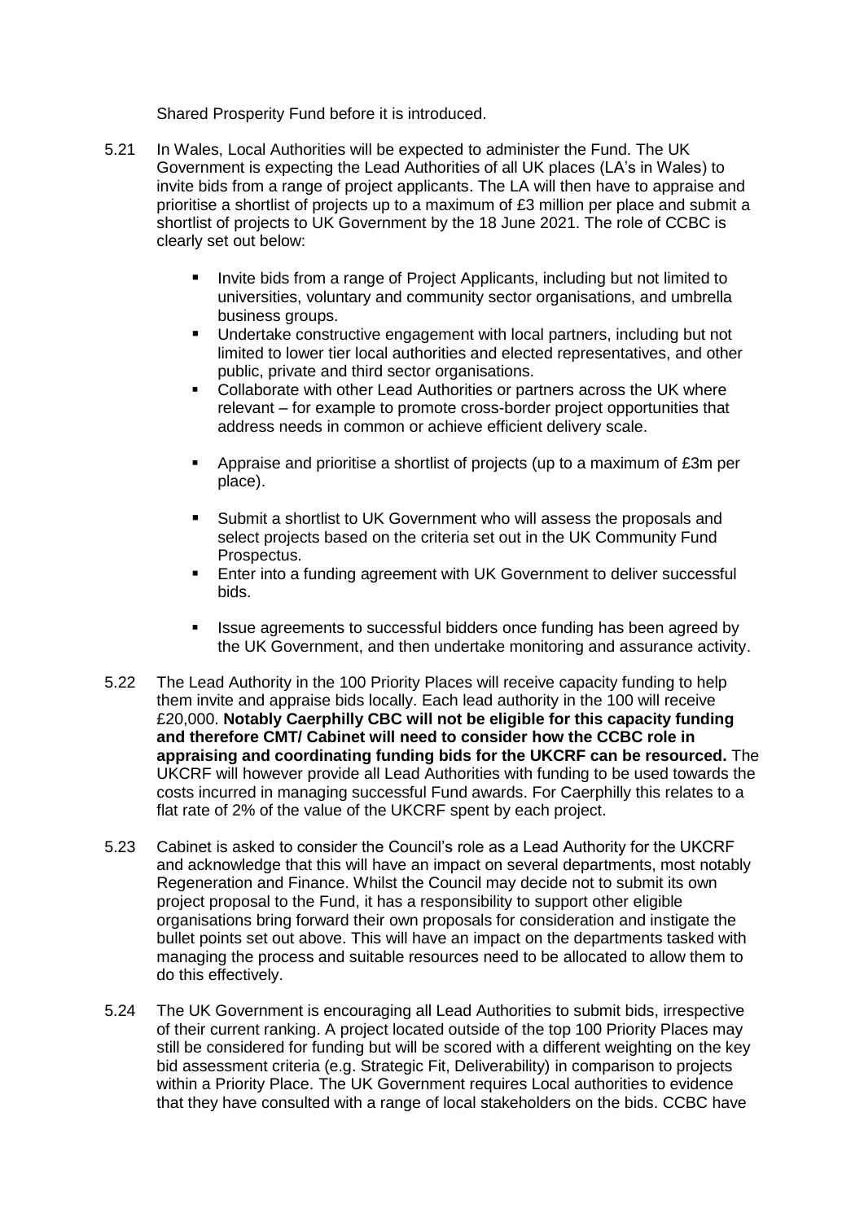Shared Prosperity Fund before it is introduced.

5.21 In Wales, Local Authorities will be expected to administer the Fund. The UK Government is expecting the Lead Authorities of all UK places (LA's in Wales) to invite bids from a range of project applicants. The LA will then have to appraise and prioritise a shortlist of projects up to a maximum of £3 million per place and submit a shortlist of projects to UK Government by the 18 June 2021. The role of CCBC is clearly set out below:

- Invite bids from a range of Project Applicants, including but not limited to universities, voluntary and community sector organisations, and umbrella business groups.
- Undertake constructive engagement with local partners, including but not limited to lower tier local authorities and elected representatives, and other public, private and third sector organisations.
- Collaborate with other Lead Authorities or partners across the UK where relevant – for example to promote cross-border project opportunities that address needs in common or achieve efficient delivery scale.
- Appraise and prioritise a shortlist of projects (up to a maximum of £3m per place).
- Submit a shortlist to UK Government who will assess the proposals and select projects based on the criteria set out in the UK Community Fund Prospectus.
- Enter into a funding agreement with UK Government to deliver successful bids.
- Issue agreements to successful bidders once funding has been agreed by the UK Government, and then undertake monitoring and assurance activity.

5.22 The Lead Authority in the 100 Priority Places will receive capacity funding to help them invite and appraise bids locally. Each lead authority in the 100 will receive £20,000. **Notably Caerphilly CBC will not be eligible for this capacity funding and therefore CMT/ Cabinet will need to consider how the CCBC role in appraising and coordinating funding bids for the UKCRF can be resourced.** The UKCRF will however provide all Lead Authorities with funding to be used towards the costs incurred in managing successful Fund awards. For Caerphilly this relates to a flat rate of 2% of the value of the UKCRF spent by each project.

5.23 Cabinet is asked to consider the Council's role as a Lead Authority for the UKCRF and acknowledge that this will have an impact on several departments, most notably Regeneration and Finance. Whilst the Council may decide not to submit its own project proposal to the Fund, it has a responsibility to support other eligible organisations bring forward their own proposals for consideration and instigate the bullet points set out above. This will have an impact on the departments tasked with managing the process and suitable resources need to be allocated to allow them to do this effectively.

5.24 The UK Government is encouraging all Lead Authorities to submit bids, irrespective of their current ranking. A project located outside of the top 100 Priority Places may still be considered for funding but will be scored with a different weighting on the key bid assessment criteria (e.g. Strategic Fit, Deliverability) in comparison to projects within a Priority Place. The UK Government requires Local authorities to evidence that they have consulted with a range of local stakeholders on the bids. CCBC have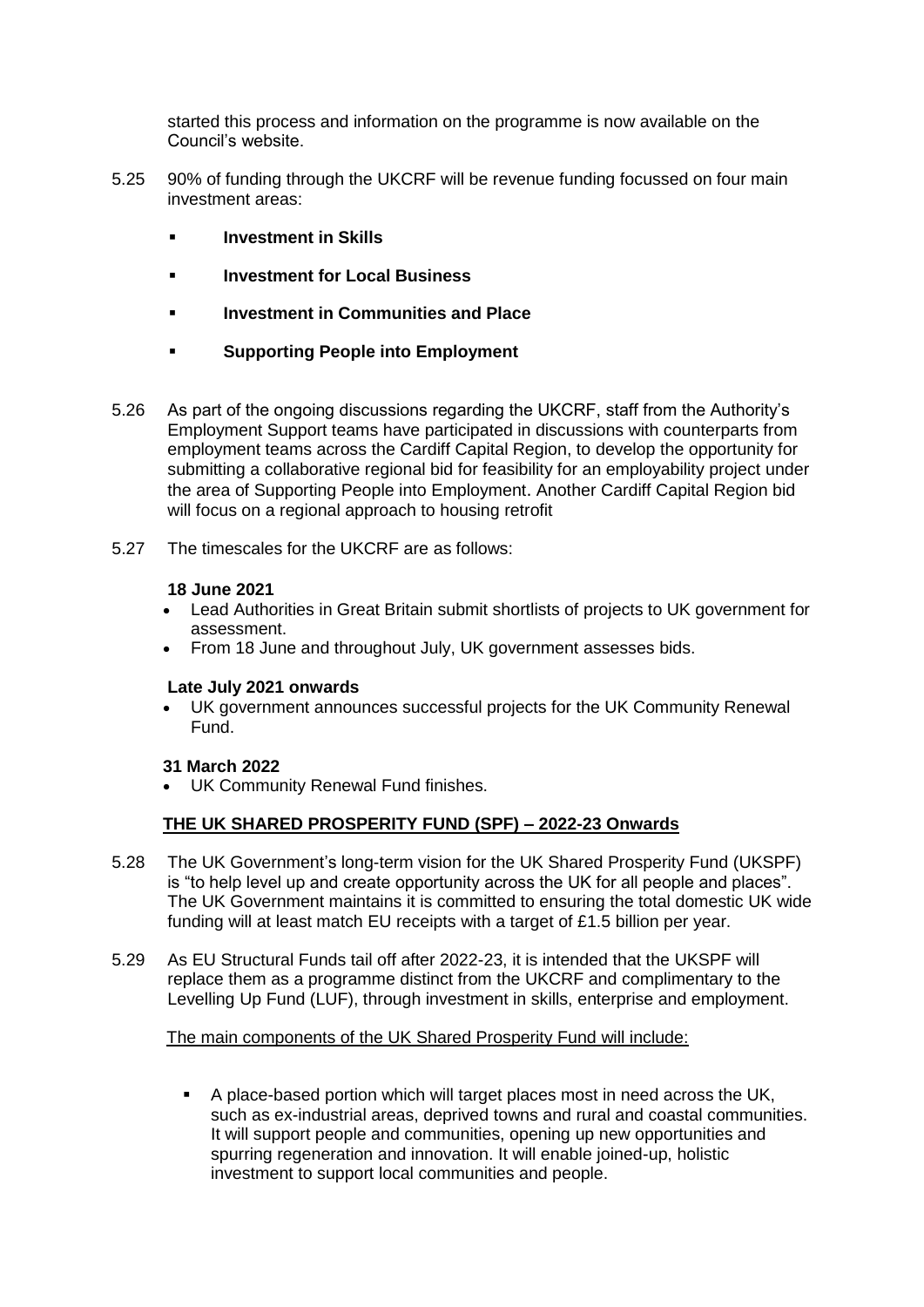started this process and information on the programme is now available on the Council's website.

5.25 90% of funding through the UKCRF will be revenue funding focussed on four main investment areas:

- **Investment in Skills**
- **Investment for Local Business**
- **Investment in Communities and Place**
- **Supporting People into Employment**

5.26 As part of the ongoing discussions regarding the UKCRF, staff from the Authority's Employment Support teams have participated in discussions with counterparts from employment teams across the Cardiff Capital Region, to develop the opportunity for submitting a collaborative regional bid for feasibility for an employability project under the area of Supporting People into Employment. Another Cardiff Capital Region bid will focus on a regional approach to housing retrofit

5.27 The timescales for the UKCRF are as follows:

**18 June 2021**

- Lead Authorities in Great Britain submit shortlists of projects to UK government for assessment.
- From 18 June and throughout July, UK government assesses bids.

**Late July 2021 onwards**

- UK government announces successful projects for the UK Community Renewal Fund.

**31 March 2022**

- UK Community Renewal Fund finishes.

**THE UK SHARED PROSPERITY FUND (SPF) – 2022-23 Onwards**

5.28 The UK Government's long-term vision for the UK Shared Prosperity Fund (UKSPF) is "to help level up and create opportunity across the UK for all people and places". The UK Government maintains it is committed to ensuring the total domestic UK wide funding will at least match EU receipts with a target of £1.5 billion per year.

5.29 As EU Structural Funds tail off after 2022-23, it is intended that the UKSPF will replace them as a programme distinct from the UKCRF and complimentary to the Levelling Up Fund (LUF), through investment in skills, enterprise and employment.

The main components of the UK Shared Prosperity Fund will include:

- A place-based portion which will target places most in need across the UK, such as ex-industrial areas, deprived towns and rural and coastal communities. It will support people and communities, opening up new opportunities and spurring regeneration and innovation. It will enable joined-up, holistic investment to support local communities and people.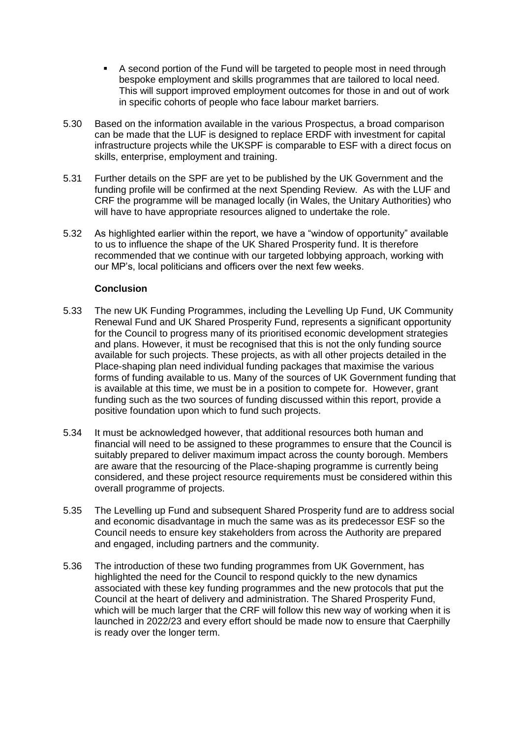- A second portion of the Fund will be targeted to people most in need through bespoke employment and skills programmes that are tailored to local need. This will support improved employment outcomes for those in and out of work in specific cohorts of people who face labour market barriers.

5.30 Based on the information available in the various Prospectus, a broad comparison can be made that the LUF is designed to replace ERDF with investment for capital infrastructure projects while the UKSPF is comparable to ESF with a direct focus on skills, enterprise, employment and training.

5.31 Further details on the SPF are yet to be published by the UK Government and the funding profile will be confirmed at the next Spending Review. As with the LUF and CRF the programme will be managed locally (in Wales, the Unitary Authorities) who will have to have appropriate resources aligned to undertake the role.

5.32 As highlighted earlier within the report, we have a "window of opportunity" available to us to influence the shape of the UK Shared Prosperity fund. It is therefore recommended that we continue with our targeted lobbying approach, working with our MP's, local politicians and officers over the next few weeks.

**Conclusion**

5.33 The new UK Funding Programmes, including the Levelling Up Fund, UK Community Renewal Fund and UK Shared Prosperity Fund, represents a significant opportunity for the Council to progress many of its prioritised economic development strategies and plans. However, it must be recognised that this is not the only funding source available for such projects. These projects, as with all other projects detailed in the Place-shaping plan need individual funding packages that maximise the various forms of funding available to us. Many of the sources of UK Government funding that is available at this time, we must be in a position to compete for. However, grant funding such as the two sources of funding discussed within this report, provide a positive foundation upon which to fund such projects.

5.34 It must be acknowledged however, that additional resources both human and financial will need to be assigned to these programmes to ensure that the Council is suitably prepared to deliver maximum impact across the county borough. Members are aware that the resourcing of the Place-shaping programme is currently being considered, and these project resource requirements must be considered within this overall programme of projects.

5.35 The Levelling up Fund and subsequent Shared Prosperity fund are to address social and economic disadvantage in much the same was as its predecessor ESF so the Council needs to ensure key stakeholders from across the Authority are prepared and engaged, including partners and the community.

5.36 The introduction of these two funding programmes from UK Government, has highlighted the need for the Council to respond quickly to the new dynamics associated with these key funding programmes and the new protocols that put the Council at the heart of delivery and administration. The Shared Prosperity Fund, which will be much larger that the CRF will follow this new way of working when it is launched in 2022/23 and every effort should be made now to ensure that Caerphilly is ready over the longer term.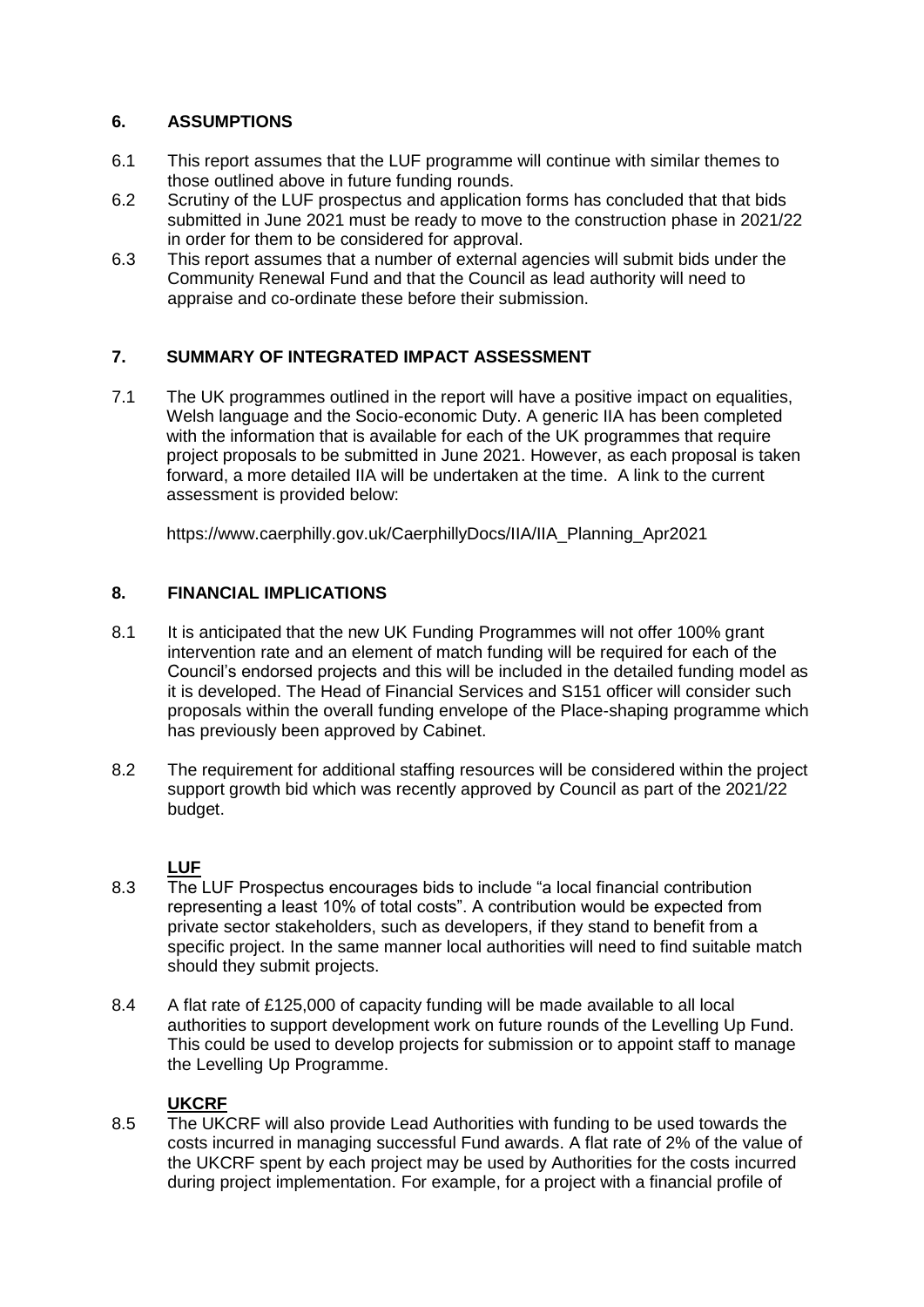## 6. ASSUMPTIONS

6.1 This report assumes that the LUF programme will continue with similar themes to those outlined above in future funding rounds.

6.2 Scrutiny of the LUF prospectus and application forms has concluded that that bids submitted in June 2021 must be ready to move to the construction phase in 2021/22 in order for them to be considered for approval.

6.3 This report assumes that a number of external agencies will submit bids under the Community Renewal Fund and that the Council as lead authority will need to appraise and co-ordinate these before their submission.

## 7. SUMMARY OF INTEGRATED IMPACT ASSESSMENT

7.1 The UK programmes outlined in the report will have a positive impact on equalities, Welsh language and the Socio-economic Duty. A generic IIA has been completed with the information that is available for each of the UK programmes that require project proposals to be submitted in June 2021. However, as each proposal is taken forward, a more detailed IIA will be undertaken at the time. A link to the current assessment is provided below:

https://www.caerphilly.gov.uk/CaerphillyDocs/IIA/IIA_Planning_Apr2021

## 8. FINANCIAL IMPLICATIONS

8.1 It is anticipated that the new UK Funding Programmes will not offer 100% grant intervention rate and an element of match funding will be required for each of the Council's endorsed projects and this will be included in the detailed funding model as it is developed. The Head of Financial Services and S151 officer will consider such proposals within the overall funding envelope of the Place-shaping programme which has previously been approved by Cabinet.

8.2 The requirement for additional staffing resources will be considered within the project support growth bid which was recently approved by Council as part of the 2021/22 budget.

**LUF**

8.3 The LUF Prospectus encourages bids to include "a local financial contribution representing a least 10% of total costs". A contribution would be expected from private sector stakeholders, such as developers, if they stand to benefit from a specific project. In the same manner local authorities will need to find suitable match should they submit projects.

8.4 A flat rate of £125,000 of capacity funding will be made available to all local authorities to support development work on future rounds of the Levelling Up Fund. This could be used to develop projects for submission or to appoint staff to manage the Levelling Up Programme.

**UKCRF**

8.5 The UKCRF will also provide Lead Authorities with funding to be used towards the costs incurred in managing successful Fund awards. A flat rate of 2% of the value of the UKCRF spent by each project may be used by Authorities for the costs incurred during project implementation. For example, for a project with a financial profile of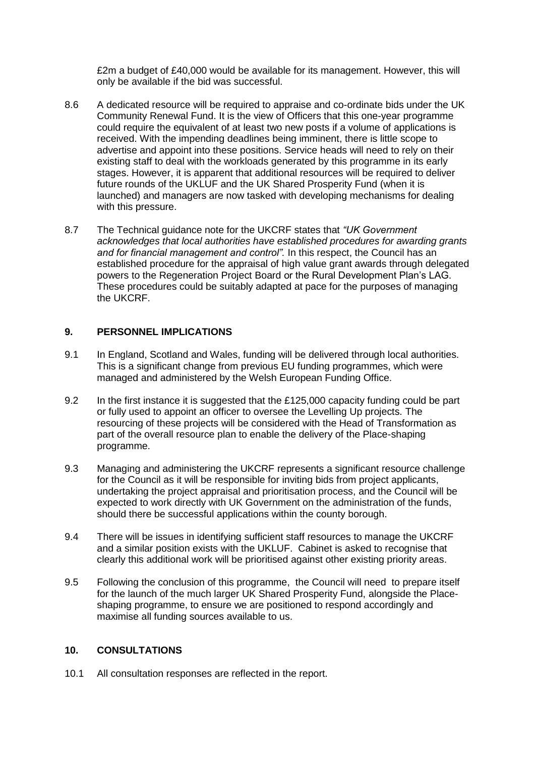£2m a budget of £40,000 would be available for its management. However, this will only be available if the bid was successful.

8.6 A dedicated resource will be required to appraise and co-ordinate bids under the UK Community Renewal Fund. It is the view of Officers that this one-year programme could require the equivalent of at least two new posts if a volume of applications is received. With the impending deadlines being imminent, there is little scope to advertise and appoint into these positions. Service heads will need to rely on their existing staff to deal with the workloads generated by this programme in its early stages. However, it is apparent that additional resources will be required to deliver future rounds of the UKLUF and the UK Shared Prosperity Fund (when it is launched) and managers are now tasked with developing mechanisms for dealing with this pressure.

8.7 The Technical guidance note for the UKCRF states that *"UK Government acknowledges that local authorities have established procedures for awarding grants and for financial management and control".* In this respect, the Council has an established procedure for the appraisal of high value grant awards through delegated powers to the Regeneration Project Board or the Rural Development Plan's LAG. These procedures could be suitably adapted at pace for the purposes of managing the UKCRF.

## 9. PERSONNEL IMPLICATIONS

9.1 In England, Scotland and Wales, funding will be delivered through local authorities. This is a significant change from previous EU funding programmes, which were managed and administered by the Welsh European Funding Office.

9.2 In the first instance it is suggested that the £125,000 capacity funding could be part or fully used to appoint an officer to oversee the Levelling Up projects. The resourcing of these projects will be considered with the Head of Transformation as part of the overall resource plan to enable the delivery of the Place-shaping programme.

9.3 Managing and administering the UKCRF represents a significant resource challenge for the Council as it will be responsible for inviting bids from project applicants, undertaking the project appraisal and prioritisation process, and the Council will be expected to work directly with UK Government on the administration of the funds, should there be successful applications within the county borough.

9.4 There will be issues in identifying sufficient staff resources to manage the UKCRF and a similar position exists with the UKLUF. Cabinet is asked to recognise that clearly this additional work will be prioritised against other existing priority areas.

9.5 Following the conclusion of this programme, the Council will need to prepare itself for the launch of the much larger UK Shared Prosperity Fund, alongside the Place-shaping programme, to ensure we are positioned to respond accordingly and maximise all funding sources available to us.

## 10. CONSULTATIONS

10.1 All consultation responses are reflected in the report.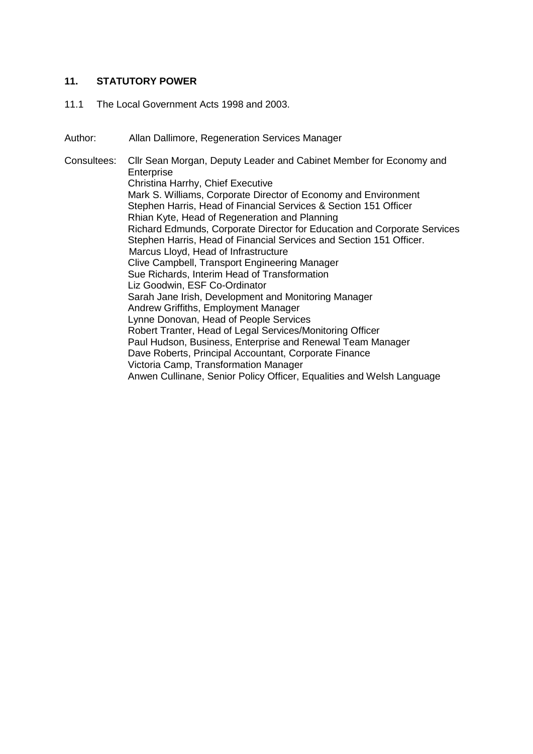## 11. STATUTORY POWER

11.1 The Local Government Acts 1998 and 2003.

Author: Allan Dallimore, Regeneration Services Manager

Consultees: Cllr Sean Morgan, Deputy Leader and Cabinet Member for Economy and Enterprise
Christina Harrhy, Chief Executive
Mark S. Williams, Corporate Director of Economy and Environment
Stephen Harris, Head of Financial Services & Section 151 Officer
Rhian Kyte, Head of Regeneration and Planning
Richard Edmunds, Corporate Director for Education and Corporate Services
Stephen Harris, Head of Financial Services and Section 151 Officer.
Marcus Lloyd, Head of Infrastructure
Clive Campbell, Transport Engineering Manager
Sue Richards, Interim Head of Transformation
Liz Goodwin, ESF Co-Ordinator
Sarah Jane Irish, Development and Monitoring Manager
Andrew Griffiths, Employment Manager
Lynne Donovan, Head of People Services
Robert Tranter, Head of Legal Services/Monitoring Officer
Paul Hudson, Business, Enterprise and Renewal Team Manager
Dave Roberts, Principal Accountant, Corporate Finance
Victoria Camp, Transformation Manager
Anwen Cullinane, Senior Policy Officer, Equalities and Welsh Language